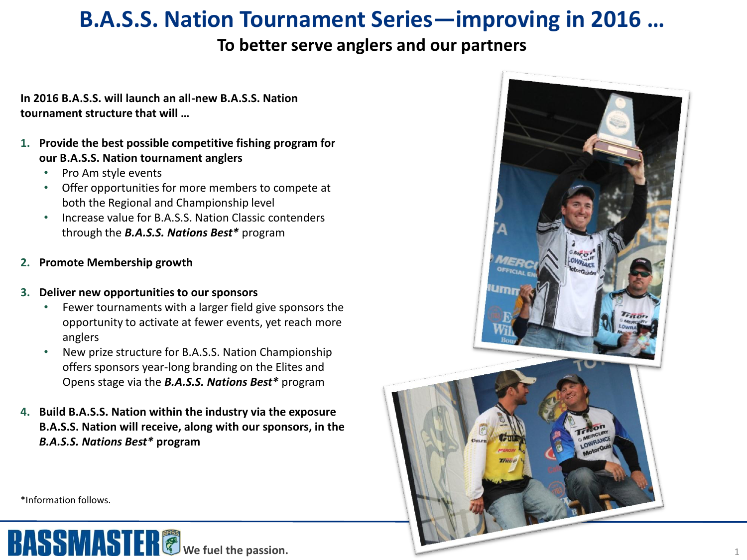# B.A.S.S. Nation Tournament Series—improving in 2016 …

## To better serve anglers and our partners

**In 2016 B.A.S.S. will launch an all-new B.A.S.S. Nation tournament structure that will …**

1. **Provide the best possible competitive fishing program for our B.A.S.S. Nation tournament anglers**
   - Pro Am style events
   - Offer opportunities for more members to compete at both the Regional and Championship level
   - Increase value for B.A.S.S. Nation Classic contenders through the ***B.A.S.S. Nations Best**** program

2. **Promote Membership growth**

3. **Deliver new opportunities to our sponsors**
   - Fewer tournaments with a larger field give sponsors the opportunity to activate at fewer events, yet reach more anglers
   - New prize structure for B.A.S.S. Nation Championship offers sponsors year-long branding on the Elites and Opens stage via the ***B.A.S.S. Nations Best**** program

4. **Build B.A.S.S. Nation within the industry via the exposure B.A.S.S. Nation will receive, along with our sponsors, in the *B.A.S.S. Nations Best** program**

*Information follows.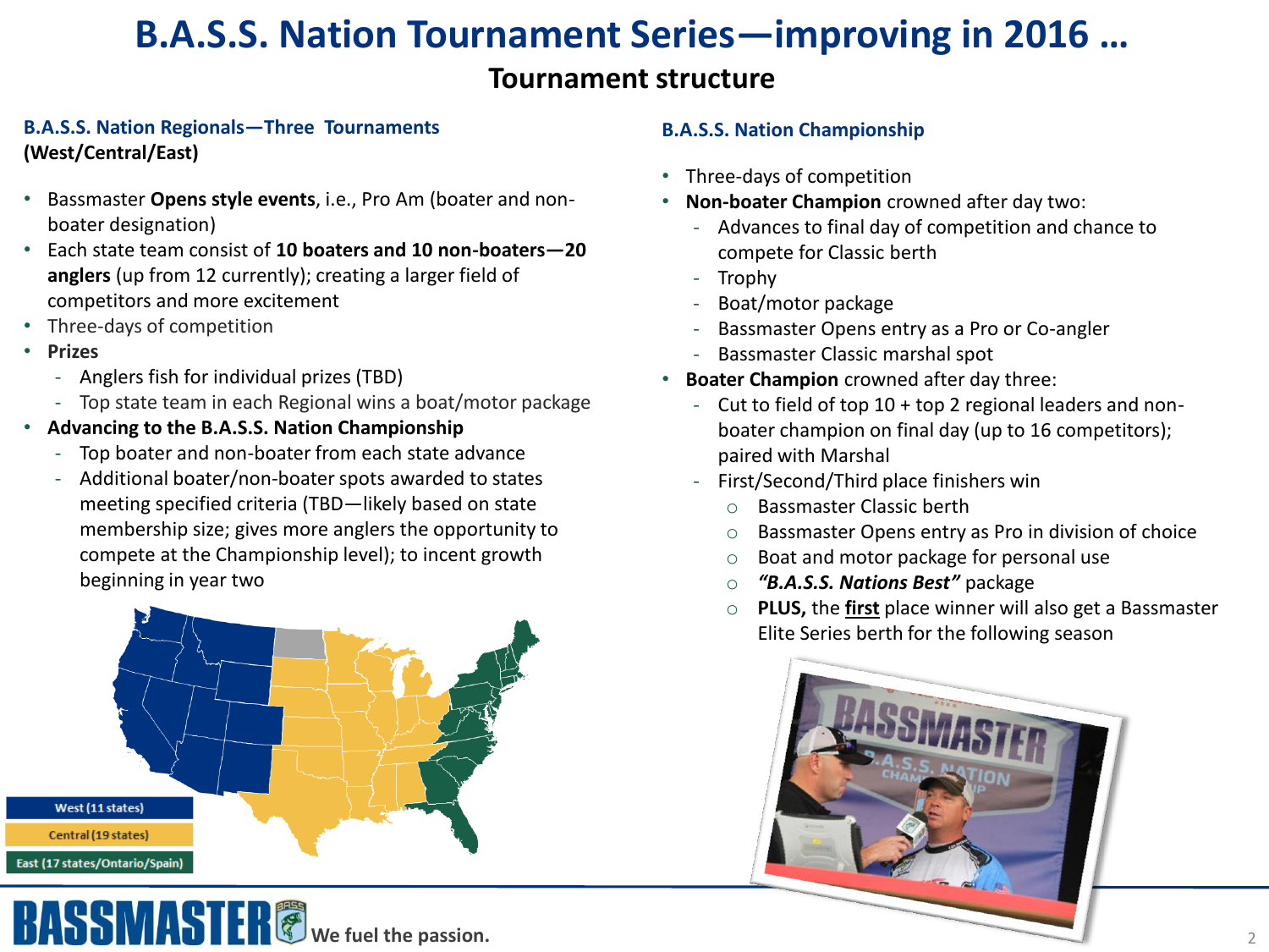# B.A.S.S. Nation Tournament Series—improving in 2016 …

## Tournament structure

### B.A.S.S. Nation Regionals—Three Tournaments (West/Central/East)

- Bassmaster **Opens style events**, i.e., Pro Am (boater and non-boater designation)
- Each state team consist of **10 boaters and 10 non-boaters—20 anglers** (up from 12 currently); creating a larger field of competitors and more excitement
- Three-days of competition
- **Prizes**
  - Anglers fish for individual prizes (TBD)
  - Top state team in each Regional wins a boat/motor package
- **Advancing to the B.A.S.S. Nation Championship**
  - Top boater and non-boater from each state advance
  - Additional boater/non-boater spots awarded to states meeting specified criteria (TBD—likely based on state membership size; gives more anglers the opportunity to compete at the Championship level); to incent growth beginning in year two

West (11 states)

Central (19 states)

East (17 states/Ontario/Spain)

### B.A.S.S. Nation Championship

- Three-days of competition
- **Non-boater Champion** crowned after day two:
  - Advances to final day of competition and chance to compete for Classic berth
  - Trophy
  - Boat/motor package
  - Bassmaster Opens entry as a Pro or Co-angler
  - Bassmaster Classic marshal spot
- **Boater Champion** crowned after day three:
  - Cut to field of top 10 + top 2 regional leaders and non-boater champion on final day (up to 16 competitors); paired with Marshal
  - First/Second/Third place finishers win
    - Bassmaster Classic berth
    - Bassmaster Opens entry as Pro in division of choice
    - Boat and motor package for personal use
    - ***"B.A.S.S. Nations Best"*** package
    - **PLUS,** the **first** place winner will also get a Bassmaster Elite Series berth for the following season

BASSMASTER We fuel the passion.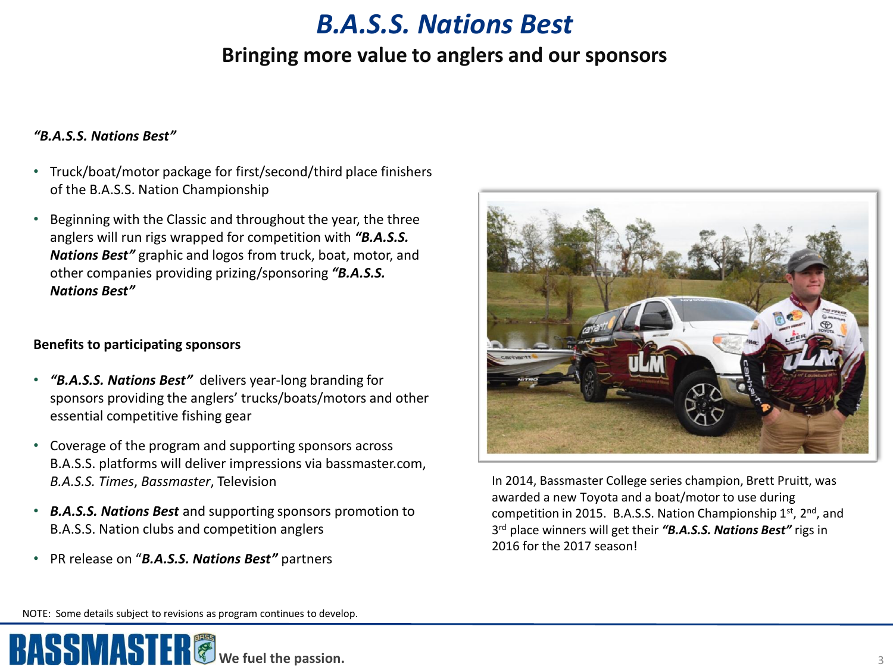# *B.A.S.S. Nations Best*

## Bringing more value to anglers and our sponsors

***"B.A.S.S. Nations Best"***

- Truck/boat/motor package for first/second/third place finishers of the B.A.S.S. Nation Championship
- Beginning with the Classic and throughout the year, the three anglers will run rigs wrapped for competition with ***"B.A.S.S. Nations Best"*** graphic and logos from truck, boat, motor, and other companies providing prizing/sponsoring ***"B.A.S.S. Nations Best"***

**Benefits to participating sponsors**

- ***"B.A.S.S. Nations Best"*** delivers year-long branding for sponsors providing the anglers' trucks/boats/motors and other essential competitive fishing gear
- Coverage of the program and supporting sponsors across B.A.S.S. platforms will deliver impressions via bassmaster.com, *B.A.S.S. Times*, *Bassmaster*, Television
- ***B.A.S.S. Nations Best*** and supporting sponsors promotion to B.A.S.S. Nation clubs and competition anglers
- PR release on "***B.A.S.S. Nations Best"*** partners

In 2014, Bassmaster College series champion, Brett Pruitt, was awarded a new Toyota and a boat/motor to use during competition in 2015. B.A.S.S. Nation Championship 1st, 2nd, and 3rd place winners will get their ***"B.A.S.S. Nations Best"*** rigs in 2016 for the 2017 season!

NOTE: Some details subject to revisions as program continues to develop.

BASSMASTER We fuel the passion.